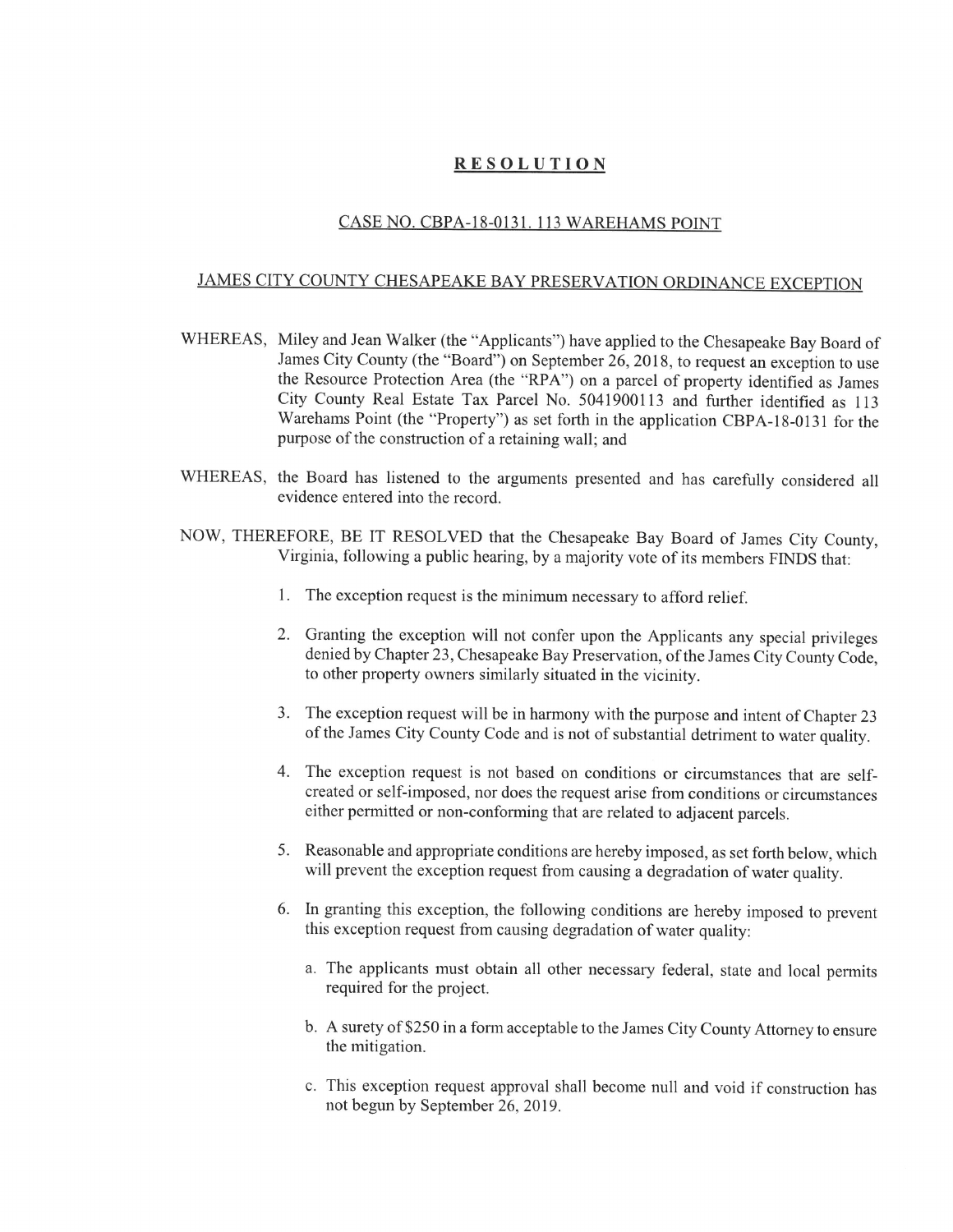# **RESOLUTION**

## CASE NO. CBPA-18-0131. 113 WAREHAMS POINT

## JAMES CITY COUNTY CHESAPEAKE BAY PRESERVATION ORDINANCE EXCEPTION

WHEREAS, Miley and Jean Walker (the "Applicants") have applied to the Chesapeake Bay Board of James City County (the "Board") on September 26, 2018, to request an exception to use the Resource Protection Area (the "RPA") on a parcel of property identified as James City County Real Estate Tax Parcel No. 5041900113 and further identified as 113 Warehams Point (the "Property") as set forth in the application CBPA-18-0131 for the purpose of the construction of a retaining wall; and

WHEREAS, the Board has listened to the arguments presented and has carefully considered all evidence entered into the record.

NOW, THEREFORE, BE IT RESOLVED that the Chesapeake Bay Board of James City County, Virginia, following a public hearing, by a majority vote of its members FINDS that:

1. The exception request is the minimum necessary to afford relief.
2. Granting the exception will not confer upon the Applicants any special privileges denied by Chapter 23, Chesapeake Bay Preservation, of the James City County Code, to other property owners similarly situated in the vicinity.
3. The exception request will be in harmony with the purpose and intent of Chapter 23 of the James City County Code and is not of substantial detriment to water quality.
4. The exception request is not based on conditions or circumstances that are self-created or self-imposed, nor does the request arise from conditions or circumstances either permitted or non-conforming that are related to adjacent parcels.
5. Reasonable and appropriate conditions are hereby imposed, as set forth below, which will prevent the exception request from causing a degradation of water quality.
6. In granting this exception, the following conditions are hereby imposed to prevent this exception request from causing degradation of water quality:
   a. The applicants must obtain all other necessary federal, state and local permits required for the project.
   b. A surety of $250 in a form acceptable to the James City County Attorney to ensure the mitigation.
   c. This exception request approval shall become null and void if construction has not begun by September 26, 2019.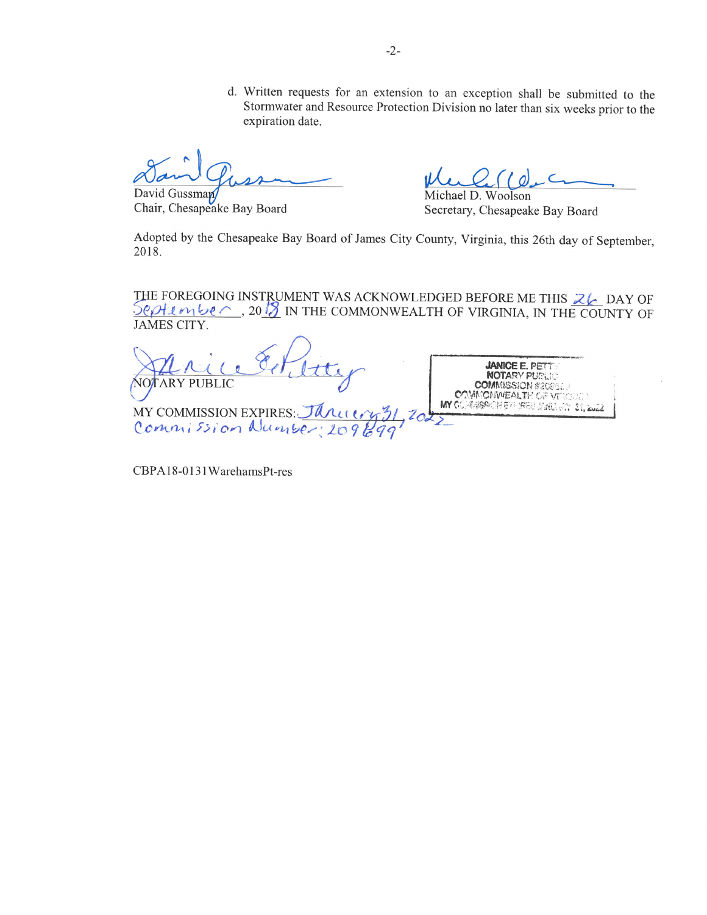d. Written requests for an extension to an exception shall be submitted to the Stormwater and Resource Protection Division no later than six weeks prior to the expiration date.

David Gussman
Chair, Chesapeake Bay Board

Michael D. Woolson
Secretary, Chesapeake Bay Board

Adopted by the Chesapeake Bay Board of James City County, Virginia, this 26th day of September, 2018.

THE FOREGOING INSTRUMENT WAS ACKNOWLEDGED BEFORE ME THIS 26 DAY OF September, 2018 IN THE COMMONWEALTH OF VIRGINIA, IN THE COUNTY OF JAMES CITY.

NOTARY PUBLIC

MY COMMISSION EXPIRES: January 31, 2022
Commission Number: 209699

JANICE E. PETTY
NOTARY PUBLIC
COMMISSION #209699
COMMONWEALTH OF VIRGINIA
MY COMMISSION EXPIRES JANUARY 31, 2022

CBPA18-0131WarehamsPt-res